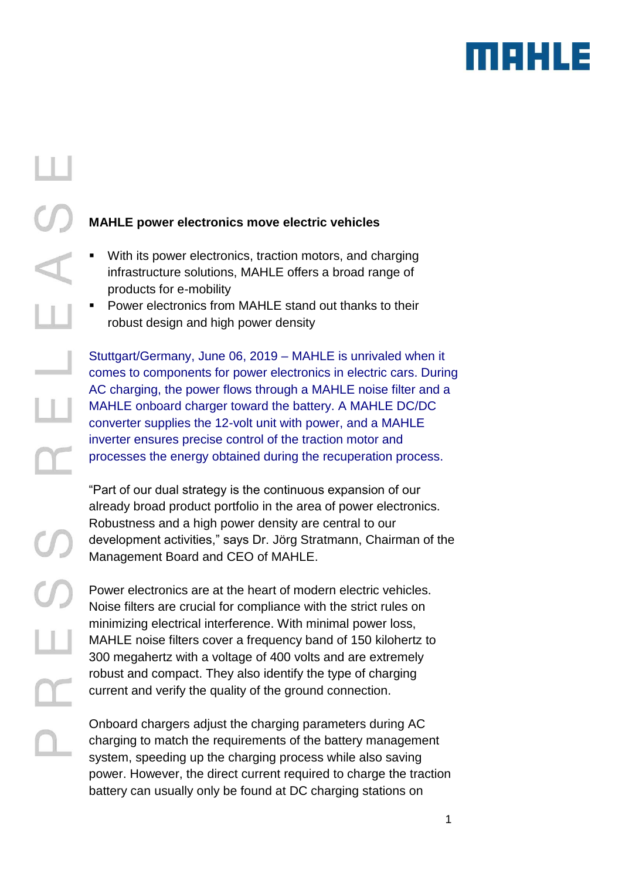**MAHLE power electronics move electric vehicles**

- With its power electronics, traction motors, and charging infrastructure solutions, MAHLE offers a broad range of products for e-mobility
- Power electronics from MAHLE stand out thanks to their robust design and high power density

Stuttgart/Germany, June 06, 2019 – MAHLE is unrivaled when it comes to components for power electronics in electric cars. During AC charging, the power flows through a MAHLE noise filter and a MAHLE onboard charger toward the battery. A MAHLE DC/DC converter supplies the 12-volt unit with power, and a MAHLE inverter ensures precise control of the traction motor and processes the energy obtained during the recuperation process.

“Part of our dual strategy is the continuous expansion of our already broad product portfolio in the area of power electronics. Robustness and a high power density are central to our development activities,” says Dr. Jörg Stratmann, Chairman of the Management Board and CEO of MAHLE.

Power electronics are at the heart of modern electric vehicles. Noise filters are crucial for compliance with the strict rules on minimizing electrical interference. With minimal power loss, MAHLE noise filters cover a frequency band of 150 kilohertz to 300 megahertz with a voltage of 400 volts and are extremely robust and compact. They also identify the type of charging current and verify the quality of the ground connection.

Onboard chargers adjust the charging parameters during AC charging to match the requirements of the battery management system, speeding up the charging process while also saving power. However, the direct current required to charge the traction battery can usually only be found at DC charging stations on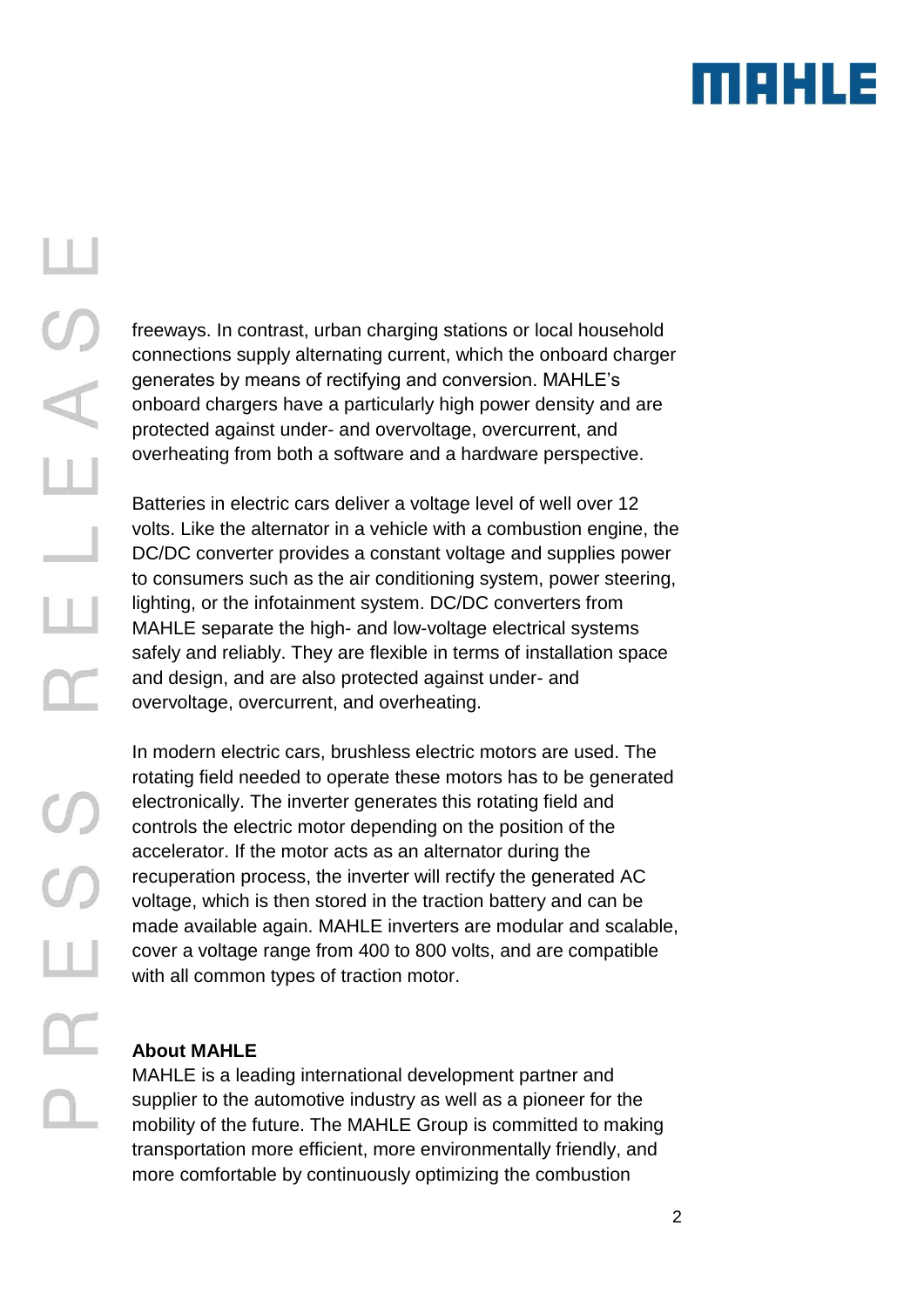freeways. In contrast, urban charging stations or local household connections supply alternating current, which the onboard charger generates by means of rectifying and conversion. MAHLE's onboard chargers have a particularly high power density and are protected against under- and overvoltage, overcurrent, and overheating from both a software and a hardware perspective.

Batteries in electric cars deliver a voltage level of well over 12 volts. Like the alternator in a vehicle with a combustion engine, the DC/DC converter provides a constant voltage and supplies power to consumers such as the air conditioning system, power steering, lighting, or the infotainment system. DC/DC converters from MAHLE separate the high- and low-voltage electrical systems safely and reliably. They are flexible in terms of installation space and design, and are also protected against under- and overvoltage, overcurrent, and overheating.

In modern electric cars, brushless electric motors are used. The rotating field needed to operate these motors has to be generated electronically. The inverter generates this rotating field and controls the electric motor depending on the position of the accelerator. If the motor acts as an alternator during the recuperation process, the inverter will rectify the generated AC voltage, which is then stored in the traction battery and can be made available again. MAHLE inverters are modular and scalable, cover a voltage range from 400 to 800 volts, and are compatible with all common types of traction motor.

**About MAHLE**

MAHLE is a leading international development partner and supplier to the automotive industry as well as a pioneer for the mobility of the future. The MAHLE Group is committed to making transportation more efficient, more environmentally friendly, and more comfortable by continuously optimizing the combustion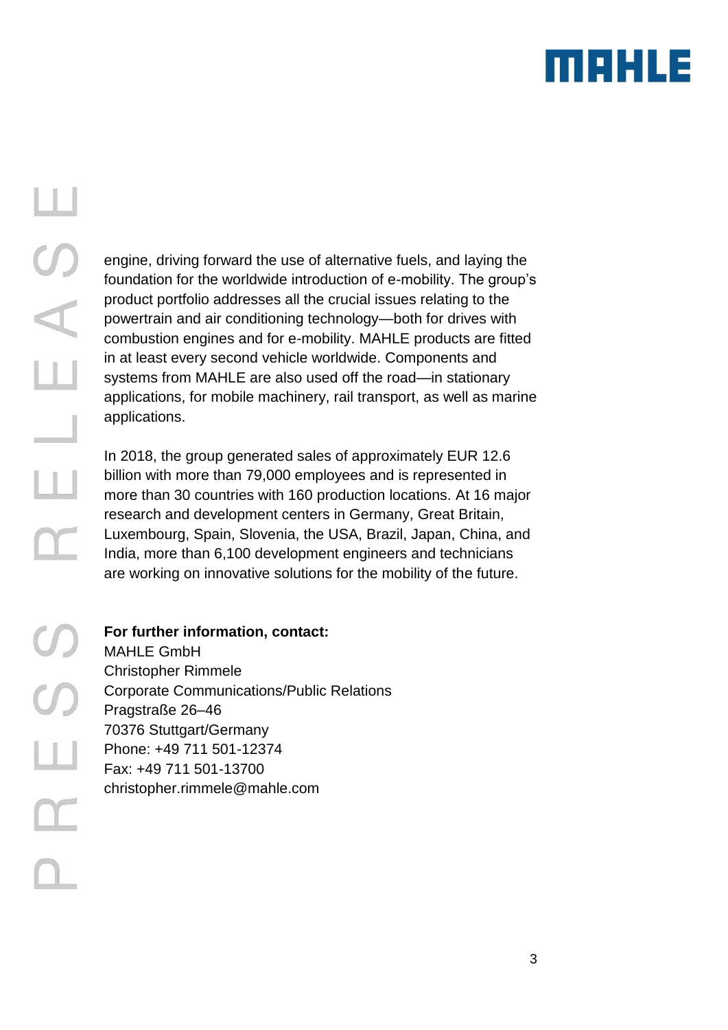engine, driving forward the use of alternative fuels, and laying the foundation for the worldwide introduction of e-mobility. The group's product portfolio addresses all the crucial issues relating to the powertrain and air conditioning technology—both for drives with combustion engines and for e-mobility. MAHLE products are fitted in at least every second vehicle worldwide. Components and systems from MAHLE are also used off the road—in stationary applications, for mobile machinery, rail transport, as well as marine applications.

In 2018, the group generated sales of approximately EUR 12.6 billion with more than 79,000 employees and is represented in more than 30 countries with 160 production locations. At 16 major research and development centers in Germany, Great Britain, Luxembourg, Spain, Slovenia, the USA, Brazil, Japan, China, and India, more than 6,100 development engineers and technicians are working on innovative solutions for the mobility of the future.

**For further information, contact:**
MAHLE GmbH
Christopher Rimmele
Corporate Communications/Public Relations
Pragstraße 26–46
70376 Stuttgart/Germany
Phone: +49 711 501-12374
Fax: +49 711 501-13700
christopher.rimmele@mahle.com